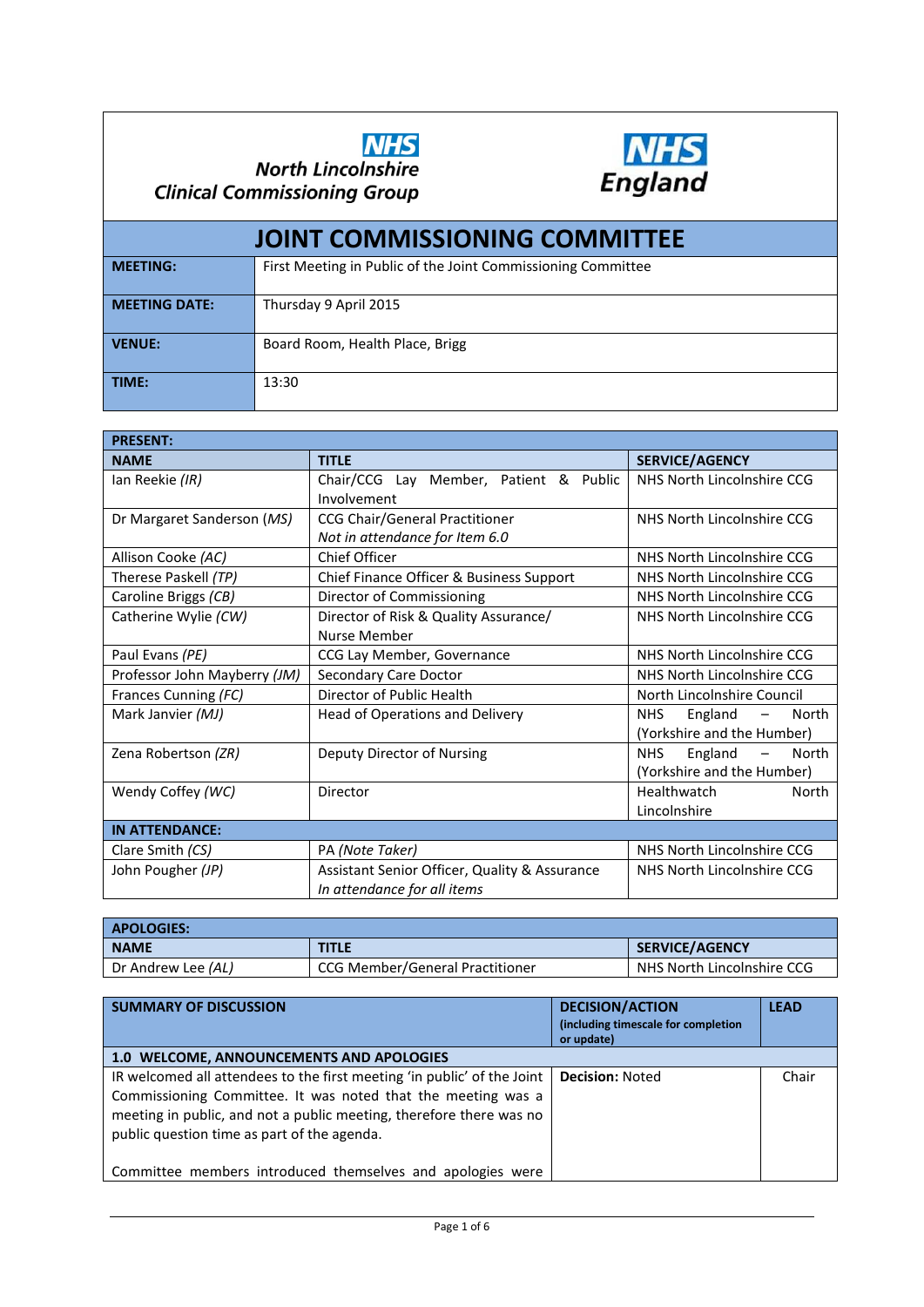NHS North Lincolnshire Clinical Commissioning Group

NHS England

# JOINT COMMISSIONING COMMITTEE

| | |
|---|---|
| **MEETING:** | First Meeting in Public of the Joint Commissioning Committee |
| **MEETING DATE:** | Thursday 9 April 2015 |
| **VENUE:** | Board Room, Health Place, Brigg |
| **TIME:** | 13:30 |

| **PRESENT:** | | |
|---|---|---|
| **NAME** | **TITLE** | **SERVICE/AGENCY** |
| Ian Reekie *(IR)* | Chair/CCG Lay Member, Patient & Public Involvement | NHS North Lincolnshire CCG |
| Dr Margaret Sanderson *(MS)* | CCG Chair/General Practitioner *Not in attendance for Item 6.0* | NHS North Lincolnshire CCG |
| Allison Cooke *(AC)* | Chief Officer | NHS North Lincolnshire CCG |
| Therese Paskell *(TP)* | Chief Finance Officer & Business Support | NHS North Lincolnshire CCG |
| Caroline Briggs *(CB)* | Director of Commissioning | NHS North Lincolnshire CCG |
| Catherine Wylie *(CW)* | Director of Risk & Quality Assurance/ Nurse Member | NHS North Lincolnshire CCG |
| Paul Evans *(PE)* | CCG Lay Member, Governance | NHS North Lincolnshire CCG |
| Professor John Mayberry *(JM)* | Secondary Care Doctor | NHS North Lincolnshire CCG |
| Frances Cunning *(FC)* | Director of Public Health | North Lincolnshire Council |
| Mark Janvier *(MJ)* | Head of Operations and Delivery | NHS England – North (Yorkshire and the Humber) |
| Zena Robertson *(ZR)* | Deputy Director of Nursing | NHS England – North (Yorkshire and the Humber) |
| Wendy Coffey *(WC)* | Director | Healthwatch North Lincolnshire |
| **IN ATTENDANCE:** | | |
| Clare Smith *(CS)* | PA *(Note Taker)* | NHS North Lincolnshire CCG |
| John Pougher *(JP)* | Assistant Senior Officer, Quality & Assurance *In attendance for all items* | NHS North Lincolnshire CCG |

| **APOLOGIES:** | | |
|---|---|---|
| **NAME** | **TITLE** | **SERVICE/AGENCY** |
| Dr Andrew Lee *(AL)* | CCG Member/General Practitioner | NHS North Lincolnshire CCG |

| **SUMMARY OF DISCUSSION** | **DECISION/ACTION** (including timescale for completion or update) | **LEAD** |
|---|---|---|
| **1.0 WELCOME, ANNOUNCEMENTS AND APOLOGIES** | | |
| IR welcomed all attendees to the first meeting 'in public' of the Joint Commissioning Committee. It was noted that the meeting was a meeting in public, and not a public meeting, therefore there was no public question time as part of the agenda.<br><br>Committee members introduced themselves and apologies were | **Decision:** Noted | Chair |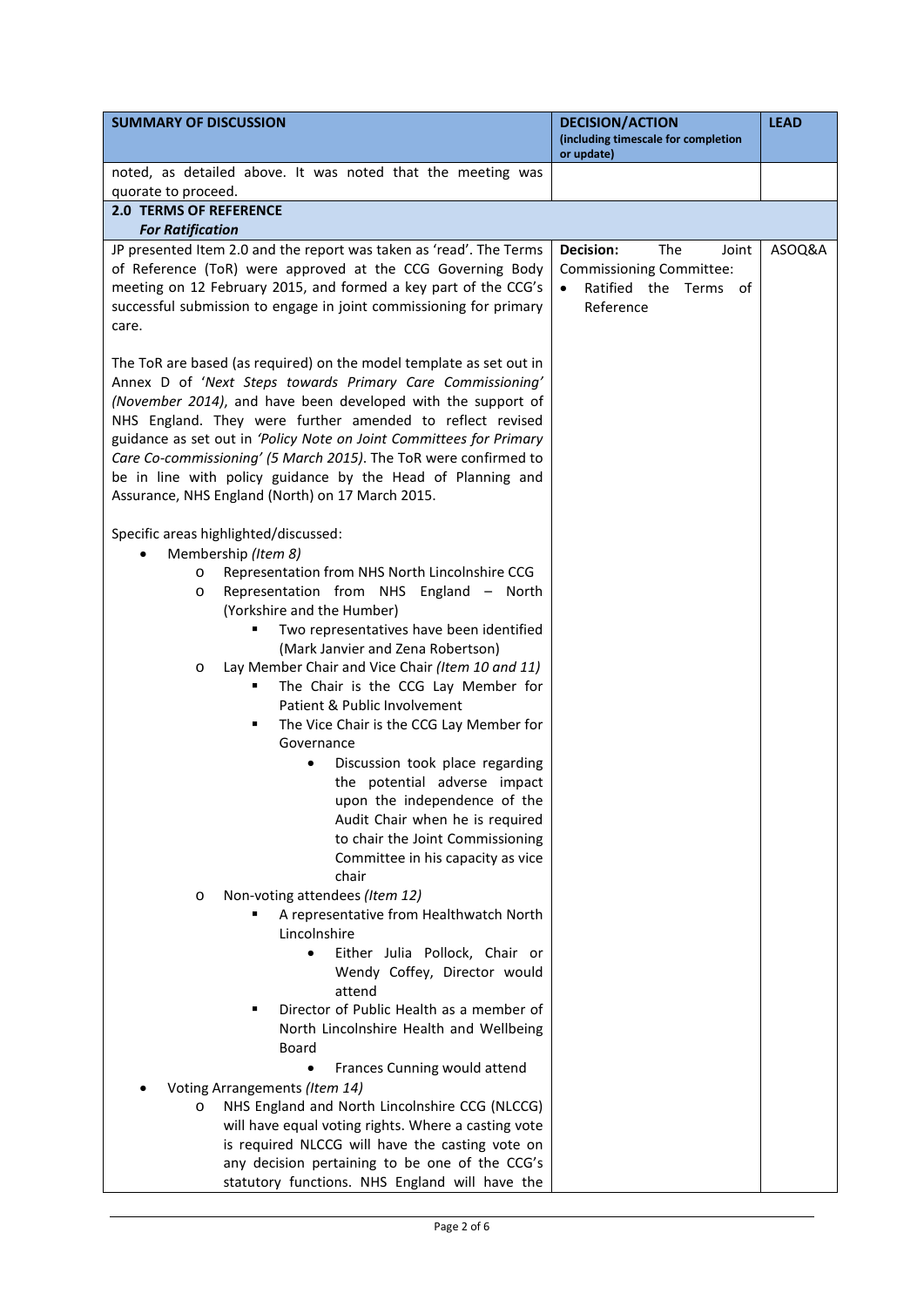| SUMMARY OF DISCUSSION | DECISION/ACTION (including timescale for completion or update) | LEAD |
|---|---|---|
| noted, as detailed above. It was noted that the meeting was quorate to proceed. | | |
| **2.0 TERMS OF REFERENCE** ***For Ratification*** | | |
| JP presented Item 2.0 and the report was taken as 'read'. The Terms of Reference (ToR) were approved at the CCG Governing Body meeting on 12 February 2015, and formed a key part of the CCG's successful submission to engage in joint commissioning for primary care.<br><br>The ToR are based (as required) on the model template as set out in Annex D of *'Next Steps towards Primary Care Commissioning' (November 2014)*, and have been developed with the support of NHS England. They were further amended to reflect revised guidance as set out in *'Policy Note on Joint Committees for Primary Care Co-commissioning' (5 March 2015)*. The ToR were confirmed to be in line with policy guidance by the Head of Planning and Assurance, NHS England (North) on 17 March 2015.<br><br>Specific areas highlighted/discussed:<br>• Membership *(Item 8)*<br>&nbsp;&nbsp;o Representation from NHS North Lincolnshire CCG<br>&nbsp;&nbsp;o Representation from NHS England – North (Yorkshire and the Humber)<br>&nbsp;&nbsp;&nbsp;&nbsp;▪ Two representatives have been identified (Mark Janvier and Zena Robertson)<br>&nbsp;&nbsp;o Lay Member Chair and Vice Chair *(Item 10 and 11)*<br>&nbsp;&nbsp;&nbsp;&nbsp;▪ The Chair is the CCG Lay Member for Patient & Public Involvement<br>&nbsp;&nbsp;&nbsp;&nbsp;▪ The Vice Chair is the CCG Lay Member for Governance<br>&nbsp;&nbsp;&nbsp;&nbsp;&nbsp;&nbsp;• Discussion took place regarding the potential adverse impact upon the independence of the Audit Chair when he is required to chair the Joint Commissioning Committee in his capacity as vice chair<br>&nbsp;&nbsp;o Non-voting attendees *(Item 12)*<br>&nbsp;&nbsp;&nbsp;&nbsp;▪ A representative from Healthwatch North Lincolnshire<br>&nbsp;&nbsp;&nbsp;&nbsp;&nbsp;&nbsp;• Either Julia Pollock, Chair or Wendy Coffey, Director would attend<br>&nbsp;&nbsp;&nbsp;&nbsp;▪ Director of Public Health as a member of North Lincolnshire Health and Wellbeing Board<br>&nbsp;&nbsp;&nbsp;&nbsp;&nbsp;&nbsp;• Frances Cunning would attend<br>• Voting Arrangements *(Item 14)*<br>&nbsp;&nbsp;o NHS England and North Lincolnshire CCG (NLCCG) will have equal voting rights. Where a casting vote is required NLCCG will have the casting vote on any decision pertaining to be one of the CCG's statutory functions. NHS England will have the | **Decision:** The Joint Commissioning Committee:<br>• Ratified the Terms of Reference | ASOQ&A |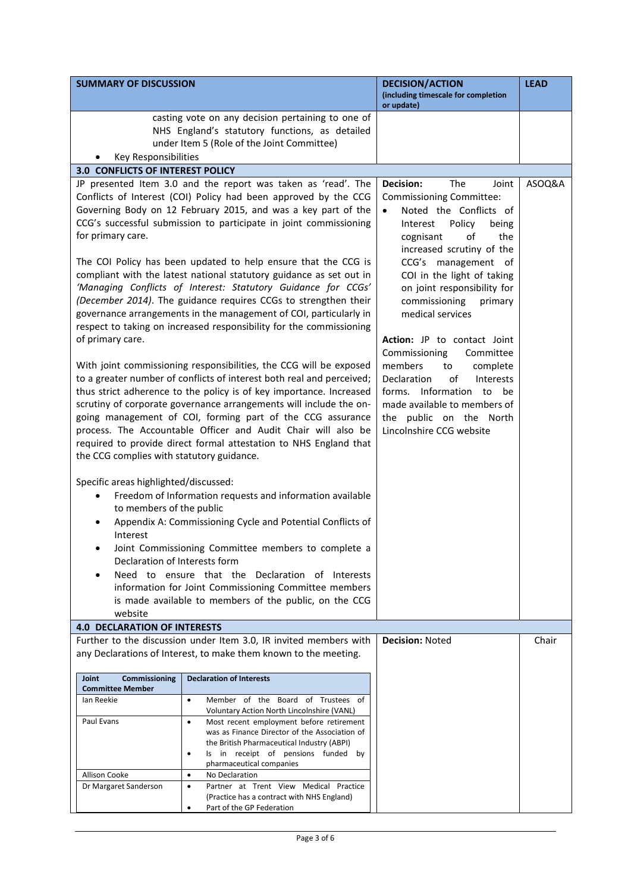| SUMMARY OF DISCUSSION | DECISION/ACTION (including timescale for completion or update) | LEAD |
|---|---|---|
| casting vote on any decision pertaining to one of NHS England's statutory functions, as detailed under Item 5 (Role of the Joint Committee)<br>• Key Responsibilities | | |
| **3.0 CONFLICTS OF INTEREST POLICY** | | |
| JP presented Item 3.0 and the report was taken as 'read'. The Conflicts of Interest (COI) Policy had been approved by the CCG Governing Body on 12 February 2015, and was a key part of the CCG's successful submission to participate in joint commissioning for primary care.<br><br>The COI Policy has been updated to help ensure that the CCG is compliant with the latest national statutory guidance as set out in *'Managing Conflicts of Interest: Statutory Guidance for CCGs' (December 2014)*. The guidance requires CCGs to strengthen their governance arrangements in the management of COI, particularly in respect to taking on increased responsibility for the commissioning of primary care.<br><br>With joint commissioning responsibilities, the CCG will be exposed to a greater number of conflicts of interest both real and perceived; thus strict adherence to the policy is of key importance. Increased scrutiny of corporate governance arrangements will include the on-going management of COI, forming part of the CCG assurance process. The Accountable Officer and Audit Chair will also be required to provide direct formal attestation to NHS England that the CCG complies with statutory guidance.<br><br>Specific areas highlighted/discussed:<br>• Freedom of Information requests and information available to members of the public<br>• Appendix A: Commissioning Cycle and Potential Conflicts of Interest<br>• Joint Commissioning Committee members to complete a Declaration of Interests form<br>• Need to ensure that the Declaration of Interests information for Joint Commissioning Committee members is made available to members of the public, on the CCG website | **Decision:** The Joint Commissioning Committee:<br>• Noted the Conflicts of Interest Policy being cognisant of the increased scrutiny of the CCG's management of COI in the light of taking on joint responsibility for commissioning primary medical services<br><br>**Action:** JP to contact Joint Commissioning Committee members to complete Declaration of Interests forms. Information to be made available to members of the public on the North Lincolnshire CCG website | ASOQ&A |
| **4.0 DECLARATION OF INTERESTS** | | |
| Further to the discussion under Item 3.0, IR invited members with any Declarations of Interest, to make them known to the meeting. | **Decision:** Noted | Chair |

| Joint Commissioning Committee Member | Declaration of Interests |
|---|---|
| Ian Reekie | • Member of the Board of Trustees of Voluntary Action North Lincolnshire (VANL) |
| Paul Evans | • Most recent employment before retirement was as Finance Director of the Association of the British Pharmaceutical Industry (ABPI)<br>• Is in receipt of pensions funded by pharmaceutical companies |
| Allison Cooke | • No Declaration |
| Dr Margaret Sanderson | • Partner at Trent View Medical Practice (Practice has a contract with NHS England)<br>• Part of the GP Federation |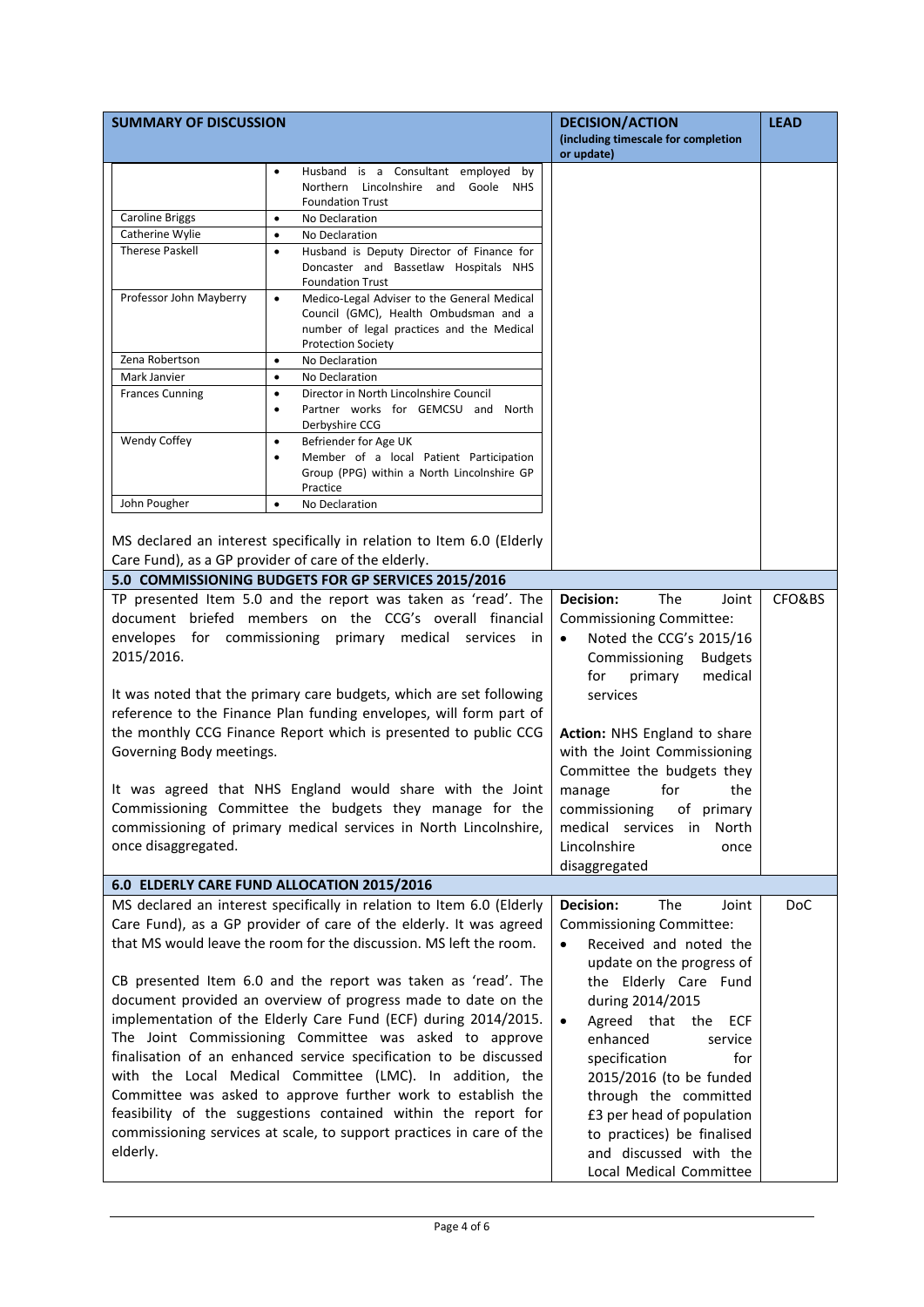| SUMMARY OF DISCUSSION | | DECISION/ACTION (including timescale for completion or update) | LEAD |
|---|---|---|---|
| | • Husband is a Consultant employed by Northern Lincolnshire and Goole NHS Foundation Trust | | |
| Caroline Briggs | • No Declaration | | |
| Catherine Wylie | • No Declaration | | |
| Therese Paskell | • Husband is Deputy Director of Finance for Doncaster and Bassetlaw Hospitals NHS Foundation Trust | | |
| Professor John Mayberry | • Medico-Legal Adviser to the General Medical Council (GMC), Health Ombudsman and a number of legal practices and the Medical Protection Society | | |
| Zena Robertson | • No Declaration | | |
| Mark Janvier | • No Declaration | | |
| Frances Cunning | • Director in North Lincolnshire Council<br>• Partner works for GEMCSU and North Derbyshire CCG | | |
| Wendy Coffey | • Befriender for Age UK<br>• Member of a local Patient Participation Group (PPG) within a North Lincolnshire GP Practice | | |
| John Pougher | • No Declaration | | |
| MS declared an interest specifically in relation to Item 6.0 (Elderly Care Fund), as a GP provider of care of the elderly. | | | |
| **5.0 COMMISSIONING BUDGETS FOR GP SERVICES 2015/2016** | | | |
| TP presented Item 5.0 and the report was taken as 'read'. The document briefed members on the CCG's overall financial envelopes for commissioning primary medical services in 2015/2016.<br><br>It was noted that the primary care budgets, which are set following reference to the Finance Plan funding envelopes, will form part of the monthly CCG Finance Report which is presented to public CCG Governing Body meetings.<br><br>It was agreed that NHS England would share with the Joint Commissioning Committee the budgets they manage for the commissioning of primary medical services in North Lincolnshire, once disaggregated. | | **Decision:** The Joint Commissioning Committee:<br>• Noted the CCG's 2015/16 Commissioning Budgets for primary medical services<br><br>**Action:** NHS England to share with the Joint Commissioning Committee the budgets they manage for the commissioning of primary medical services in North Lincolnshire once disaggregated | CFO&BS |
| **6.0 ELDERLY CARE FUND ALLOCATION 2015/2016** | | | |
| MS declared an interest specifically in relation to Item 6.0 (Elderly Care Fund), as a GP provider of care of the elderly. It was agreed that MS would leave the room for the discussion. MS left the room.<br><br>CB presented Item 6.0 and the report was taken as 'read'. The document provided an overview of progress made to date on the implementation of the Elderly Care Fund (ECF) during 2014/2015. The Joint Commissioning Committee was asked to approve finalisation of an enhanced service specification to be discussed with the Local Medical Committee (LMC). In addition, the Committee was asked to approve further work to establish the feasibility of the suggestions contained within the report for commissioning services at scale, to support practices in care of the elderly. | | **Decision:** The Joint Commissioning Committee:<br>• Received and noted the update on the progress of the Elderly Care Fund during 2014/2015<br>• Agreed that the ECF enhanced service specification for 2015/2016 (to be funded through the committed £3 per head of population to practices) be finalised and discussed with the Local Medical Committee | DoC |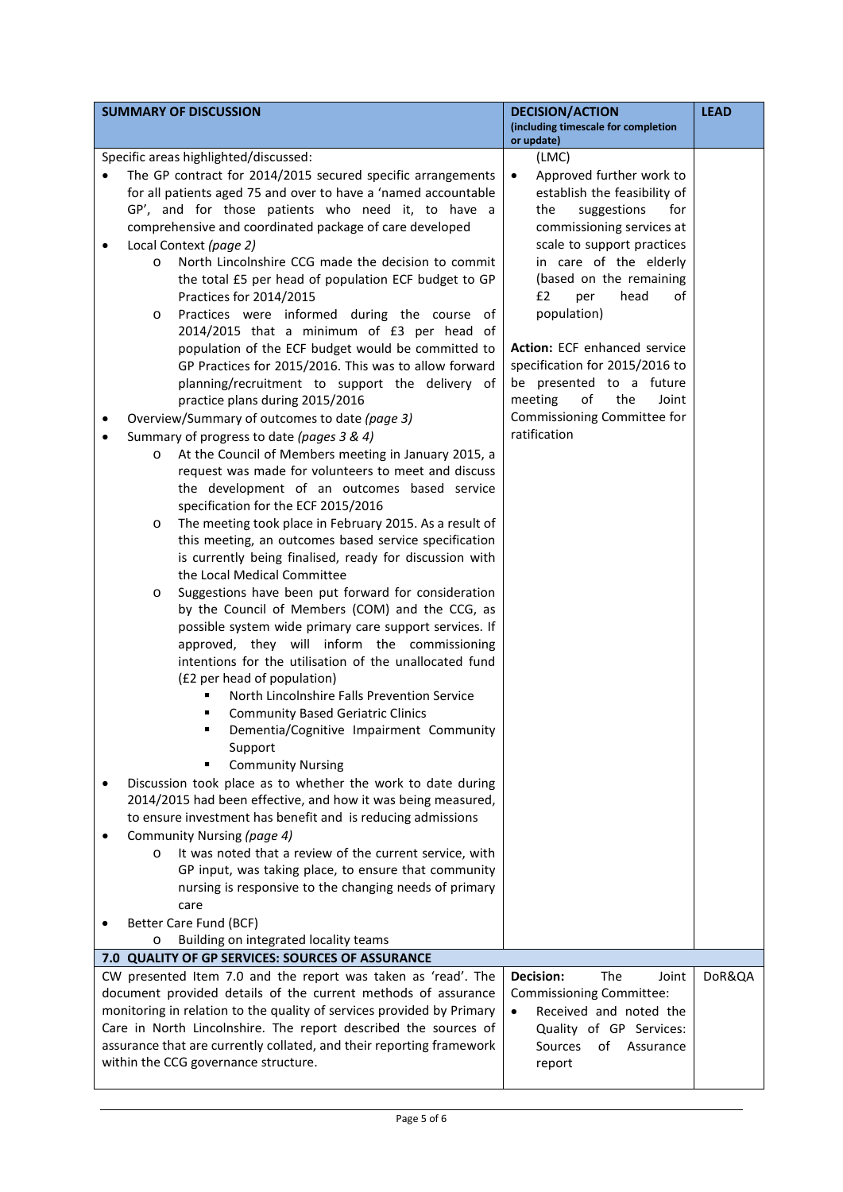| SUMMARY OF DISCUSSION | DECISION/ACTION (including timescale for completion or update) | LEAD |
|---|---|---|
| Specific areas highlighted/discussed:<br>• The GP contract for 2014/2015 secured specific arrangements for all patients aged 75 and over to have a 'named accountable GP', and for those patients who need it, to have a comprehensive and coordinated package of care developed<br>• Local Context *(page 2)*<br>  o North Lincolnshire CCG made the decision to commit the total £5 per head of population ECF budget to GP Practices for 2014/2015<br>  o Practices were informed during the course of 2014/2015 that a minimum of £3 per head of population of the ECF budget would be committed to GP Practices for 2015/2016. This was to allow forward planning/recruitment to support the delivery of practice plans during 2015/2016<br>• Overview/Summary of outcomes to date *(page 3)*<br>• Summary of progress to date *(pages 3 & 4)*<br>  o At the Council of Members meeting in January 2015, a request was made for volunteers to meet and discuss the development of an outcomes based service specification for the ECF 2015/2016<br>  o The meeting took place in February 2015. As a result of this meeting, an outcomes based service specification is currently being finalised, ready for discussion with the Local Medical Committee<br>  o Suggestions have been put forward for consideration by the Council of Members (COM) and the CCG, as possible system wide primary care support services. If approved, they will inform the commissioning intentions for the utilisation of the unallocated fund (£2 per head of population)<br>    ▪ North Lincolnshire Falls Prevention Service<br>    ▪ Community Based Geriatric Clinics<br>    ▪ Dementia/Cognitive Impairment Community Support<br>    ▪ Community Nursing<br>• Discussion took place as to whether the work to date during 2014/2015 had been effective, and how it was being measured, to ensure investment has benefit and is reducing admissions<br>• Community Nursing *(page 4)*<br>  o It was noted that a review of the current service, with GP input, was taking place, to ensure that community nursing is responsive to the changing needs of primary care<br>• Better Care Fund (BCF)<br>  o Building on integrated locality teams | (LMC)<br>• Approved further work to establish the feasibility of the suggestions for commissioning services at scale to support practices in care of the elderly (based on the remaining £2 per head of population)<br><br>**Action:** ECF enhanced service specification for 2015/2016 to be presented to a future meeting of the Joint Commissioning Committee for ratification | |
| **7.0 QUALITY OF GP SERVICES: SOURCES OF ASSURANCE** | | |
| CW presented Item 7.0 and the report was taken as 'read'. The document provided details of the current methods of assurance monitoring in relation to the quality of services provided by Primary Care in North Lincolnshire. The report described the sources of assurance that are currently collated, and their reporting framework within the CCG governance structure. | **Decision:** The Joint Commissioning Committee:<br>• Received and noted the Quality of GP Services: Sources of Assurance report | DoR&QA |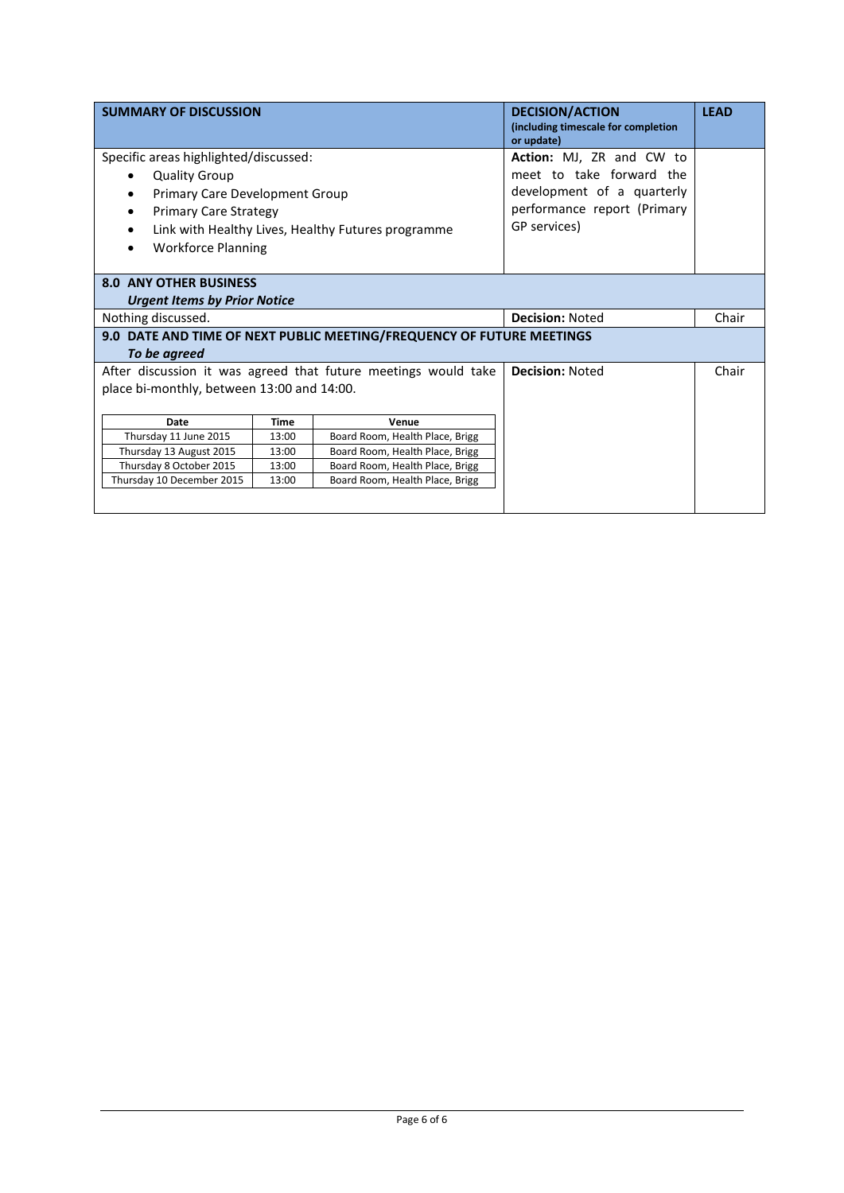| SUMMARY OF DISCUSSION | DECISION/ACTION (including timescale for completion or update) | LEAD |
|---|---|---|
| Specific areas highlighted/discussed:<br>• Quality Group<br>• Primary Care Development Group<br>• Primary Care Strategy<br>• Link with Healthy Lives, Healthy Futures programme<br>• Workforce Planning | **Action:** MJ, ZR and CW to meet to take forward the development of a quarterly performance report (Primary GP services) | |
| **8.0 ANY OTHER BUSINESS**<br>***Urgent Items by Prior Notice*** | | |
| Nothing discussed. | **Decision:** Noted | Chair |
| **9.0 DATE AND TIME OF NEXT PUBLIC MEETING/FREQUENCY OF FUTURE MEETINGS**<br>***To be agreed*** | | |
| After discussion it was agreed that future meetings would take place bi-monthly, between 13:00 and 14:00. | **Decision:** Noted | Chair |

| Date | Time | Venue |
|---|---|---|
| Thursday 11 June 2015 | 13:00 | Board Room, Health Place, Brigg |
| Thursday 13 August 2015 | 13:00 | Board Room, Health Place, Brigg |
| Thursday 8 October 2015 | 13:00 | Board Room, Health Place, Brigg |
| Thursday 10 December 2015 | 13:00 | Board Room, Health Place, Brigg |